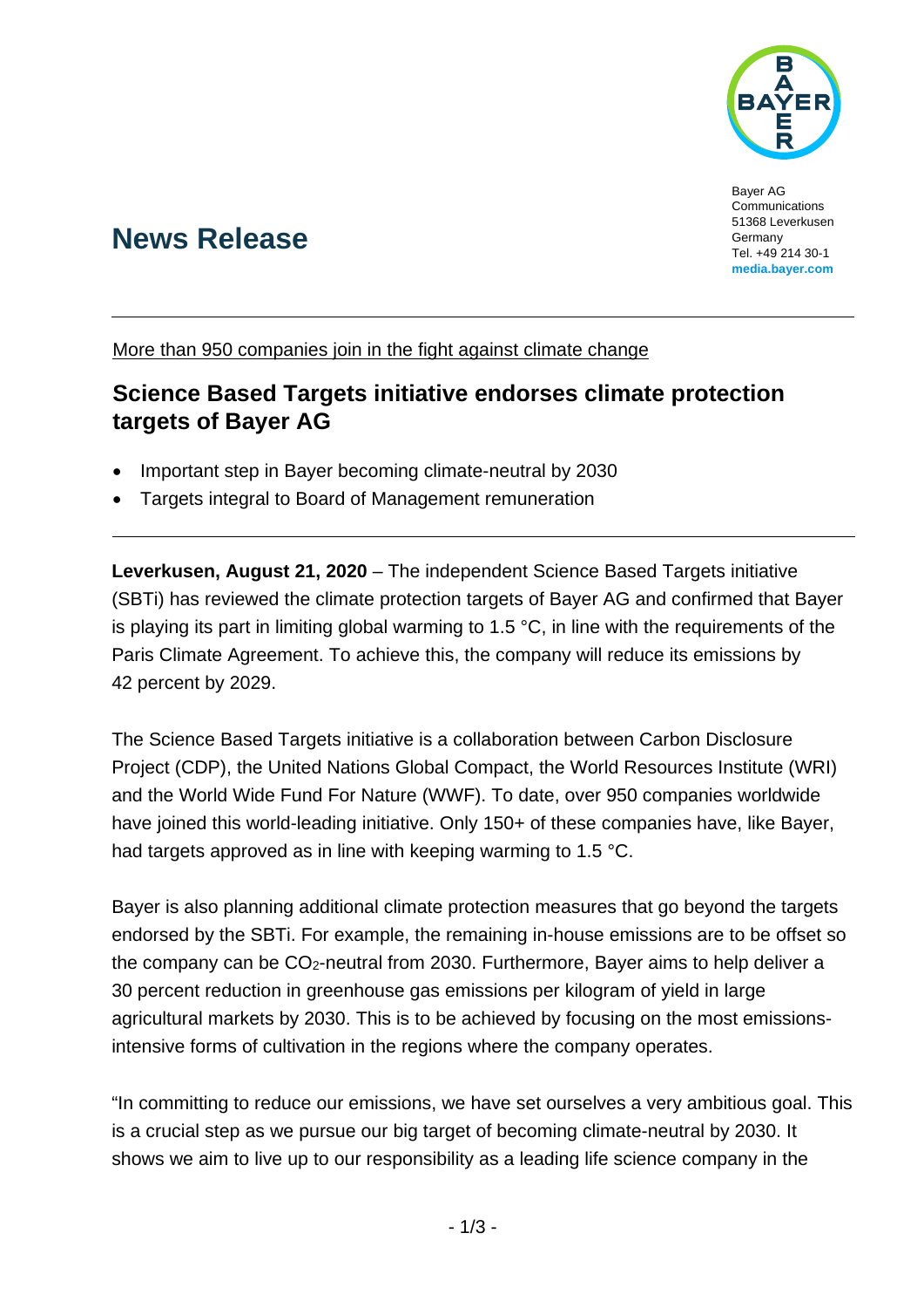Bayer AG
Communications
51368 Leverkusen
Germany
Tel. +49 214 30-1
**media.bayer.com**

# News Release

More than 950 companies join in the fight against climate change

## Science Based Targets initiative endorses climate protection targets of Bayer AG

- Important step in Bayer becoming climate-neutral by 2030
- Targets integral to Board of Management remuneration

**Leverkusen, August 21, 2020** – The independent Science Based Targets initiative (SBTi) has reviewed the climate protection targets of Bayer AG and confirmed that Bayer is playing its part in limiting global warming to 1.5 °C, in line with the requirements of the Paris Climate Agreement. To achieve this, the company will reduce its emissions by 42 percent by 2029.

The Science Based Targets initiative is a collaboration between Carbon Disclosure Project (CDP), the United Nations Global Compact, the World Resources Institute (WRI) and the World Wide Fund For Nature (WWF). To date, over 950 companies worldwide have joined this world-leading initiative. Only 150+ of these companies have, like Bayer, had targets approved as in line with keeping warming to 1.5 °C.

Bayer is also planning additional climate protection measures that go beyond the targets endorsed by the SBTi. For example, the remaining in-house emissions are to be offset so the company can be $CO_2$-neutral from 2030. Furthermore, Bayer aims to help deliver a 30 percent reduction in greenhouse gas emissions per kilogram of yield in large agricultural markets by 2030. This is to be achieved by focusing on the most emissions-intensive forms of cultivation in the regions where the company operates.

"In committing to reduce our emissions, we have set ourselves a very ambitious goal. This is a crucial step as we pursue our big target of becoming climate-neutral by 2030. It shows we aim to live up to our responsibility as a leading life science company in the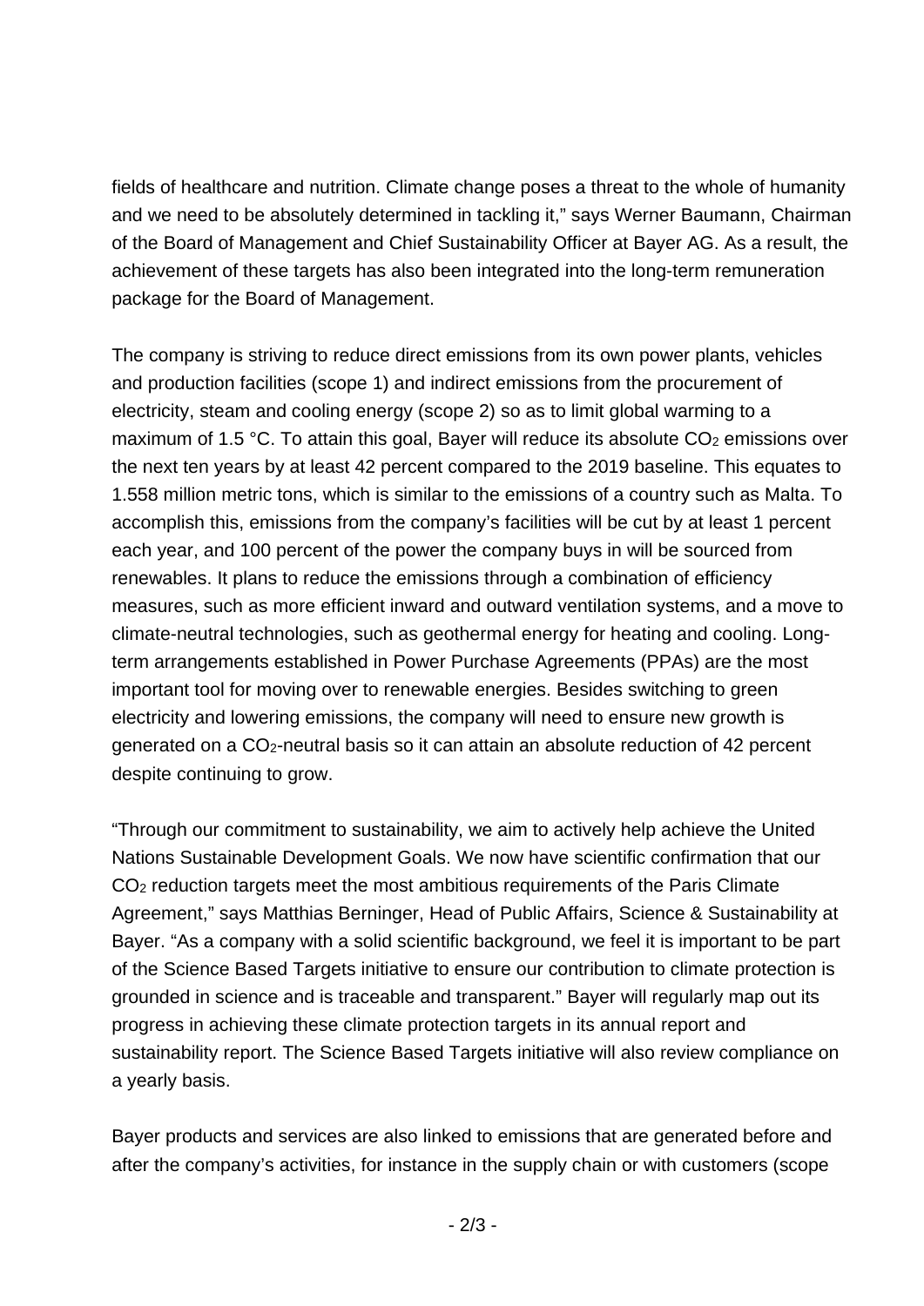fields of healthcare and nutrition. Climate change poses a threat to the whole of humanity and we need to be absolutely determined in tackling it," says Werner Baumann, Chairman of the Board of Management and Chief Sustainability Officer at Bayer AG. As a result, the achievement of these targets has also been integrated into the long-term remuneration package for the Board of Management.

The company is striving to reduce direct emissions from its own power plants, vehicles and production facilities (scope 1) and indirect emissions from the procurement of electricity, steam and cooling energy (scope 2) so as to limit global warming to a maximum of 1.5 °C. To attain this goal, Bayer will reduce its absolute $CO_2$ emissions over the next ten years by at least 42 percent compared to the 2019 baseline. This equates to 1.558 million metric tons, which is similar to the emissions of a country such as Malta. To accomplish this, emissions from the company's facilities will be cut by at least 1 percent each year, and 100 percent of the power the company buys in will be sourced from renewables. It plans to reduce the emissions through a combination of efficiency measures, such as more efficient inward and outward ventilation systems, and a move to climate-neutral technologies, such as geothermal energy for heating and cooling. Long-term arrangements established in Power Purchase Agreements (PPAs) are the most important tool for moving over to renewable energies. Besides switching to green electricity and lowering emissions, the company will need to ensure new growth is generated on a $CO_2$-neutral basis so it can attain an absolute reduction of 42 percent despite continuing to grow.

"Through our commitment to sustainability, we aim to actively help achieve the United Nations Sustainable Development Goals. We now have scientific confirmation that our $CO_2$ reduction targets meet the most ambitious requirements of the Paris Climate Agreement," says Matthias Berninger, Head of Public Affairs, Science & Sustainability at Bayer. "As a company with a solid scientific background, we feel it is important to be part of the Science Based Targets initiative to ensure our contribution to climate protection is grounded in science and is traceable and transparent." Bayer will regularly map out its progress in achieving these climate protection targets in its annual report and sustainability report. The Science Based Targets initiative will also review compliance on a yearly basis.

Bayer products and services are also linked to emissions that are generated before and after the company's activities, for instance in the supply chain or with customers (scope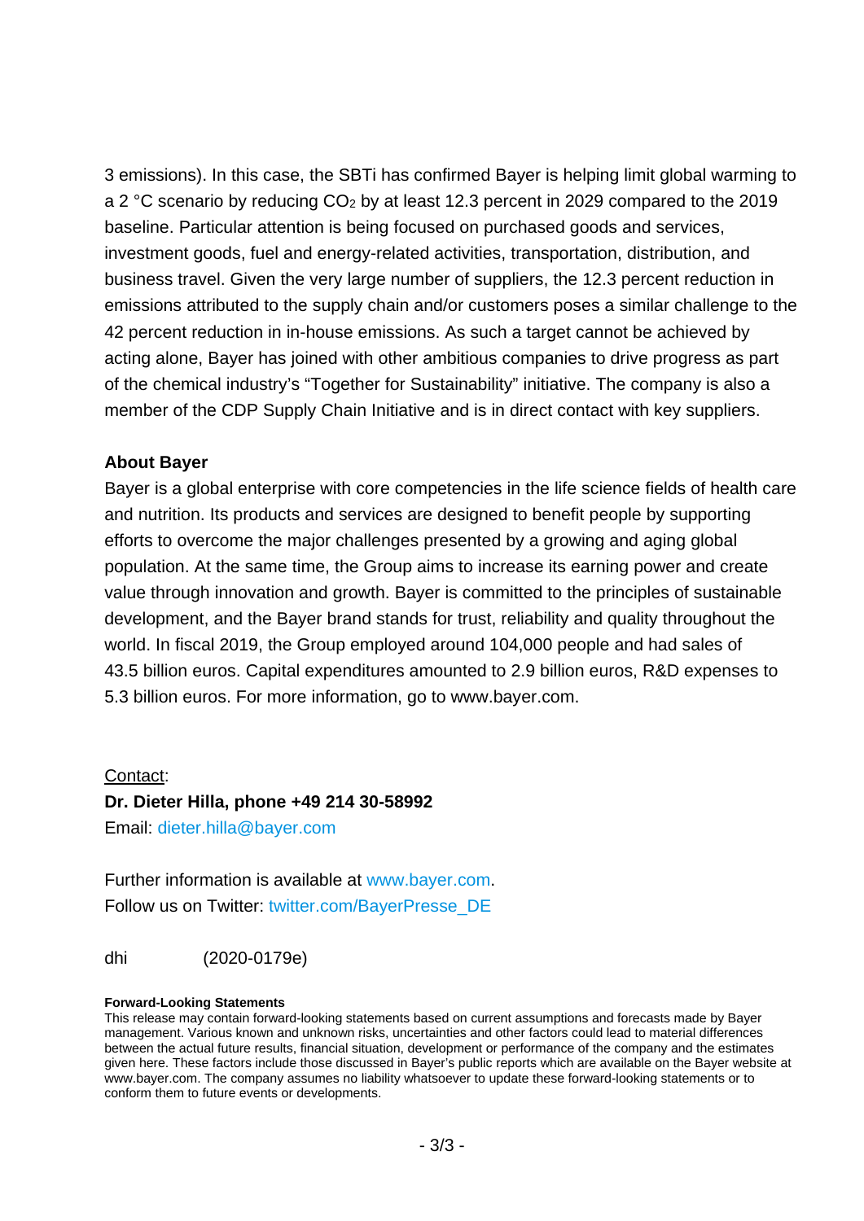3 emissions). In this case, the SBTi has confirmed Bayer is helping limit global warming to a 2 °C scenario by reducing $CO_2$ by at least 12.3 percent in 2029 compared to the 2019 baseline. Particular attention is being focused on purchased goods and services, investment goods, fuel and energy-related activities, transportation, distribution, and business travel. Given the very large number of suppliers, the 12.3 percent reduction in emissions attributed to the supply chain and/or customers poses a similar challenge to the 42 percent reduction in in-house emissions. As such a target cannot be achieved by acting alone, Bayer has joined with other ambitious companies to drive progress as part of the chemical industry's "Together for Sustainability" initiative. The company is also a member of the CDP Supply Chain Initiative and is in direct contact with key suppliers.

**About Bayer**

Bayer is a global enterprise with core competencies in the life science fields of health care and nutrition. Its products and services are designed to benefit people by supporting efforts to overcome the major challenges presented by a growing and aging global population. At the same time, the Group aims to increase its earning power and create value through innovation and growth. Bayer is committed to the principles of sustainable development, and the Bayer brand stands for trust, reliability and quality throughout the world. In fiscal 2019, the Group employed around 104,000 people and had sales of 43.5 billion euros. Capital expenditures amounted to 2.9 billion euros, R&D expenses to 5.3 billion euros. For more information, go to www.bayer.com.

Contact:

**Dr. Dieter Hilla, phone +49 214 30-58992**

Email: dieter.hilla@bayer.com

Further information is available at www.bayer.com.

Follow us on Twitter: twitter.com/BayerPresse_DE

dhi (2020-0179e)

**Forward-Looking Statements**

This release may contain forward-looking statements based on current assumptions and forecasts made by Bayer management. Various known and unknown risks, uncertainties and other factors could lead to material differences between the actual future results, financial situation, development or performance of the company and the estimates given here. These factors include those discussed in Bayer's public reports which are available on the Bayer website at www.bayer.com. The company assumes no liability whatsoever to update these forward-looking statements or to conform them to future events or developments.